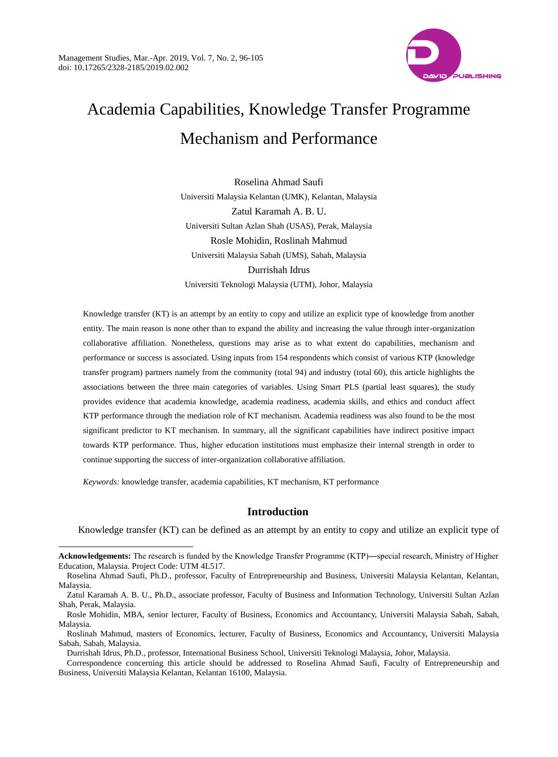# Academia Capabilities, Knowledge Transfer Programme Mechanism and Performance

Roselina Ahmad Saufi
Universiti Malaysia Kelantan (UMK), Kelantan, Malaysia

Zatul Karamah A. B. U.
Universiti Sultan Azlan Shah (USAS), Perak, Malaysia

Rosle Mohidin, Roslinah Mahmud
Universiti Malaysia Sabah (UMS), Sabah, Malaysia

Durrishah Idrus
Universiti Teknologi Malaysia (UTM), Johor, Malaysia

Knowledge transfer (KT) is an attempt by an entity to copy and utilize an explicit type of knowledge from another entity. The main reason is none other than to expand the ability and increasing the value through inter-organization collaborative affiliation. Nonetheless, questions may arise as to what extent do capabilities, mechanism and performance or success is associated. Using inputs from 154 respondents which consist of various KTP (knowledge transfer program) partners namely from the community (total 94) and industry (total 60), this article highlights the associations between the three main categories of variables. Using Smart PLS (partial least squares), the study provides evidence that academia knowledge, academia readiness, academia skills, and ethics and conduct affect KTP performance through the mediation role of KT mechanism. Academia readiness was also found to be the most significant predictor to KT mechanism. In summary, all the significant capabilities have indirect positive impact towards KTP performance. Thus, higher education institutions must emphasize their internal strength in order to continue supporting the success of inter-organization collaborative affiliation.

*Keywords:* knowledge transfer, academia capabilities, KT mechanism, KT performance

## Introduction

Knowledge transfer (KT) can be defined as an attempt by an entity to copy and utilize an explicit type of

---

**Acknowledgements:** The research is funded by the Knowledge Transfer Programme (KTP)—special research, Ministry of Higher Education, Malaysia. Project Code: UTM 4L517.

Roselina Ahmad Saufi, Ph.D., professor, Faculty of Entrepreneurship and Business, Universiti Malaysia Kelantan, Kelantan, Malaysia.

Zatul Karamah A. B. U., Ph.D., associate professor, Faculty of Business and Information Technology, Universiti Sultan Azlan Shah, Perak, Malaysia.

Rosle Mohidin, MBA, senior lecturer, Faculty of Business, Economics and Accountancy, Universiti Malaysia Sabah, Sabah, Malaysia.

Roslinah Mahmud, masters of Economics, lecturer, Faculty of Business, Economics and Accountancy, Universiti Malaysia Sabah, Sabah, Malaysia.

Durrishah Idrus, Ph.D., professor, International Business School, Universiti Teknologi Malaysia, Johor, Malaysia.

Correspondence concerning this article should be addressed to Roselina Ahmad Saufi, Faculty of Entrepreneurship and Business, Universiti Malaysia Kelantan, Kelantan 16100, Malaysia.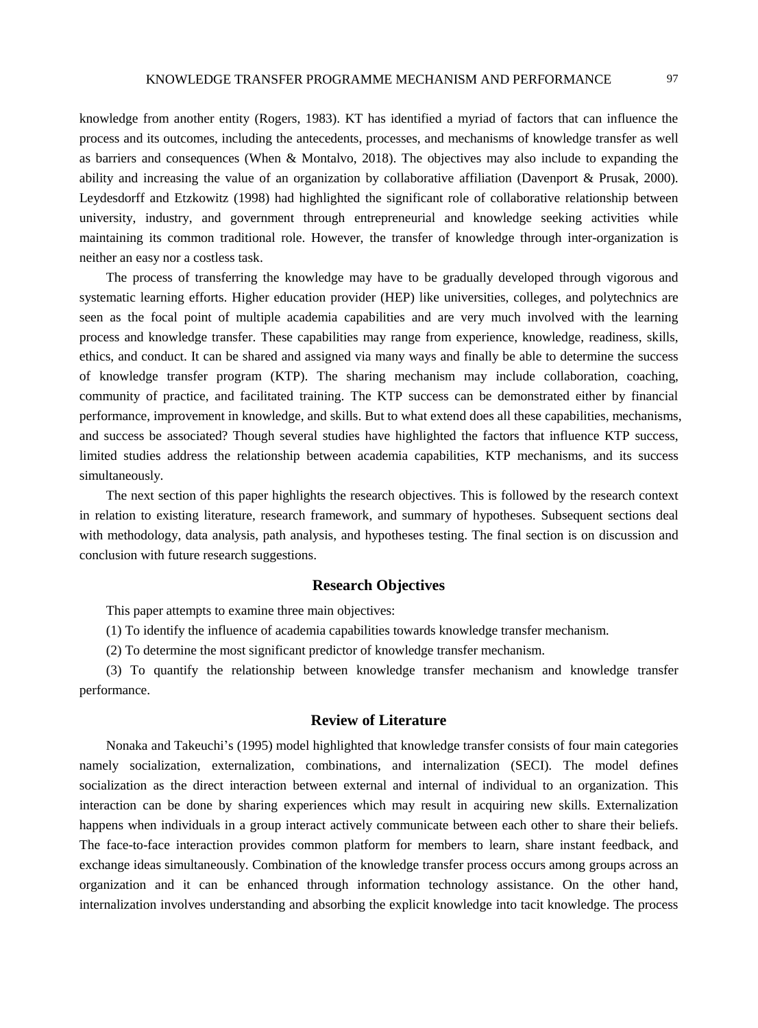knowledge from another entity (Rogers, 1983). KT has identified a myriad of factors that can influence the process and its outcomes, including the antecedents, processes, and mechanisms of knowledge transfer as well as barriers and consequences (When & Montalvo, 2018). The objectives may also include to expanding the ability and increasing the value of an organization by collaborative affiliation (Davenport & Prusak, 2000). Leydesdorff and Etzkowitz (1998) had highlighted the significant role of collaborative relationship between university, industry, and government through entrepreneurial and knowledge seeking activities while maintaining its common traditional role. However, the transfer of knowledge through inter-organization is neither an easy nor a costless task.

The process of transferring the knowledge may have to be gradually developed through vigorous and systematic learning efforts. Higher education provider (HEP) like universities, colleges, and polytechnics are seen as the focal point of multiple academia capabilities and are very much involved with the learning process and knowledge transfer. These capabilities may range from experience, knowledge, readiness, skills, ethics, and conduct. It can be shared and assigned via many ways and finally be able to determine the success of knowledge transfer program (KTP). The sharing mechanism may include collaboration, coaching, community of practice, and facilitated training. The KTP success can be demonstrated either by financial performance, improvement in knowledge, and skills. But to what extend does all these capabilities, mechanisms, and success be associated? Though several studies have highlighted the factors that influence KTP success, limited studies address the relationship between academia capabilities, KTP mechanisms, and its success simultaneously.

The next section of this paper highlights the research objectives. This is followed by the research context in relation to existing literature, research framework, and summary of hypotheses. Subsequent sections deal with methodology, data analysis, path analysis, and hypotheses testing. The final section is on discussion and conclusion with future research suggestions.

## Research Objectives

This paper attempts to examine three main objectives:

(1) To identify the influence of academia capabilities towards knowledge transfer mechanism.

(2) To determine the most significant predictor of knowledge transfer mechanism.

(3) To quantify the relationship between knowledge transfer mechanism and knowledge transfer performance.

## Review of Literature

Nonaka and Takeuchi's (1995) model highlighted that knowledge transfer consists of four main categories namely socialization, externalization, combinations, and internalization (SECI). The model defines socialization as the direct interaction between external and internal of individual to an organization. This interaction can be done by sharing experiences which may result in acquiring new skills. Externalization happens when individuals in a group interact actively communicate between each other to share their beliefs. The face-to-face interaction provides common platform for members to learn, share instant feedback, and exchange ideas simultaneously. Combination of the knowledge transfer process occurs among groups across an organization and it can be enhanced through information technology assistance. On the other hand, internalization involves understanding and absorbing the explicit knowledge into tacit knowledge. The process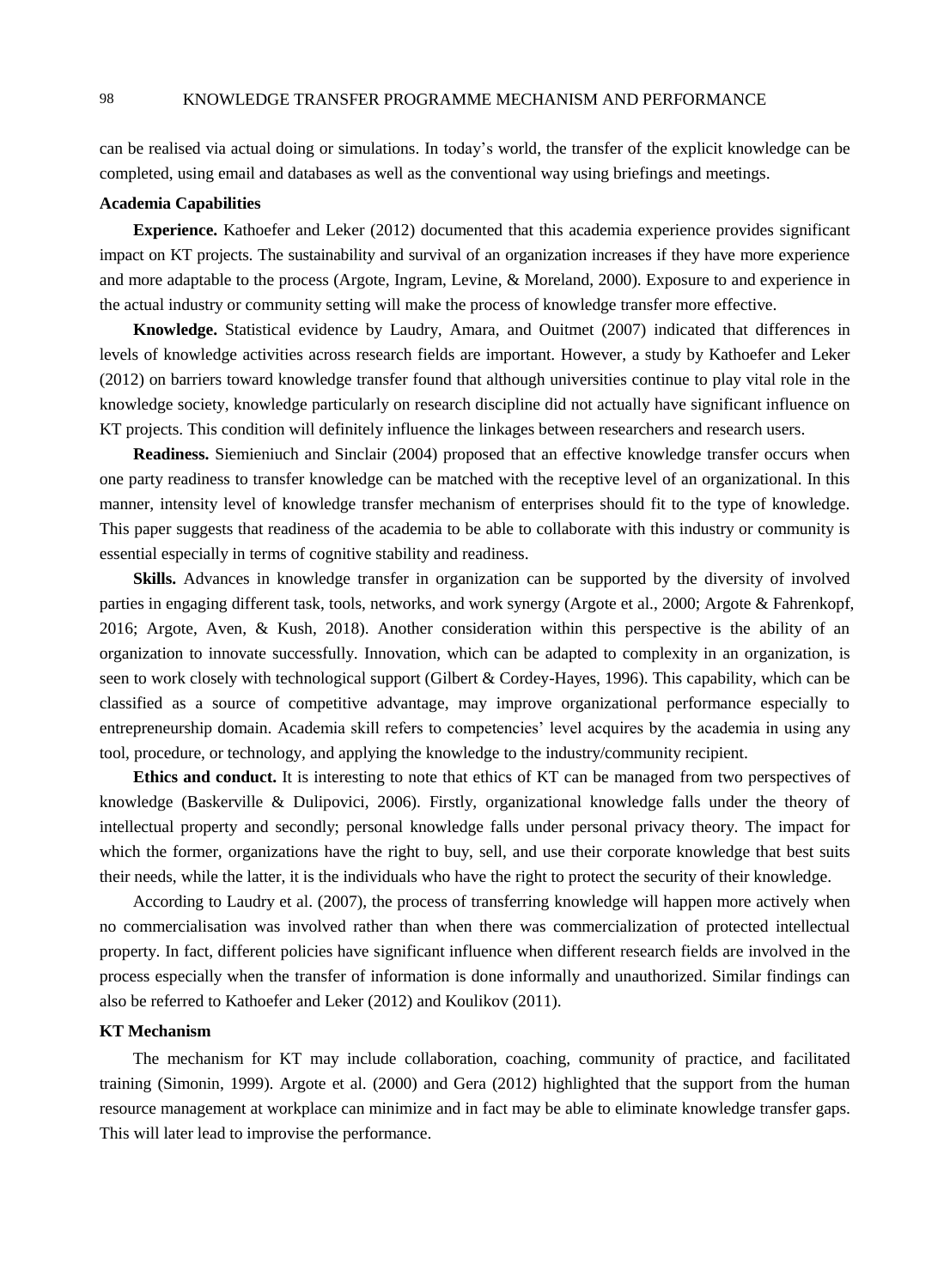can be realised via actual doing or simulations. In today's world, the transfer of the explicit knowledge can be completed, using email and databases as well as the conventional way using briefings and meetings.

### Academia Capabilities

**Experience.** Kathoefer and Leker (2012) documented that this academia experience provides significant impact on KT projects. The sustainability and survival of an organization increases if they have more experience and more adaptable to the process (Argote, Ingram, Levine, & Moreland, 2000). Exposure to and experience in the actual industry or community setting will make the process of knowledge transfer more effective.

**Knowledge.** Statistical evidence by Laudry, Amara, and Ouitmet (2007) indicated that differences in levels of knowledge activities across research fields are important. However, a study by Kathoefer and Leker (2012) on barriers toward knowledge transfer found that although universities continue to play vital role in the knowledge society, knowledge particularly on research discipline did not actually have significant influence on KT projects. This condition will definitely influence the linkages between researchers and research users.

**Readiness.** Siemieniuch and Sinclair (2004) proposed that an effective knowledge transfer occurs when one party readiness to transfer knowledge can be matched with the receptive level of an organizational. In this manner, intensity level of knowledge transfer mechanism of enterprises should fit to the type of knowledge. This paper suggests that readiness of the academia to be able to collaborate with this industry or community is essential especially in terms of cognitive stability and readiness.

**Skills.** Advances in knowledge transfer in organization can be supported by the diversity of involved parties in engaging different task, tools, networks, and work synergy (Argote et al., 2000; Argote & Fahrenkopf, 2016; Argote, Aven, & Kush, 2018). Another consideration within this perspective is the ability of an organization to innovate successfully. Innovation, which can be adapted to complexity in an organization, is seen to work closely with technological support (Gilbert & Cordey-Hayes, 1996). This capability, which can be classified as a source of competitive advantage, may improve organizational performance especially to entrepreneurship domain. Academia skill refers to competencies' level acquires by the academia in using any tool, procedure, or technology, and applying the knowledge to the industry/community recipient.

**Ethics and conduct.** It is interesting to note that ethics of KT can be managed from two perspectives of knowledge (Baskerville & Dulipovici, 2006). Firstly, organizational knowledge falls under the theory of intellectual property and secondly; personal knowledge falls under personal privacy theory. The impact for which the former, organizations have the right to buy, sell, and use their corporate knowledge that best suits their needs, while the latter, it is the individuals who have the right to protect the security of their knowledge.

According to Laudry et al. (2007), the process of transferring knowledge will happen more actively when no commercialisation was involved rather than when there was commercialization of protected intellectual property. In fact, different policies have significant influence when different research fields are involved in the process especially when the transfer of information is done informally and unauthorized. Similar findings can also be referred to Kathoefer and Leker (2012) and Koulikov (2011).

### KT Mechanism

The mechanism for KT may include collaboration, coaching, community of practice, and facilitated training (Simonin, 1999). Argote et al. (2000) and Gera (2012) highlighted that the support from the human resource management at workplace can minimize and in fact may be able to eliminate knowledge transfer gaps. This will later lead to improvise the performance.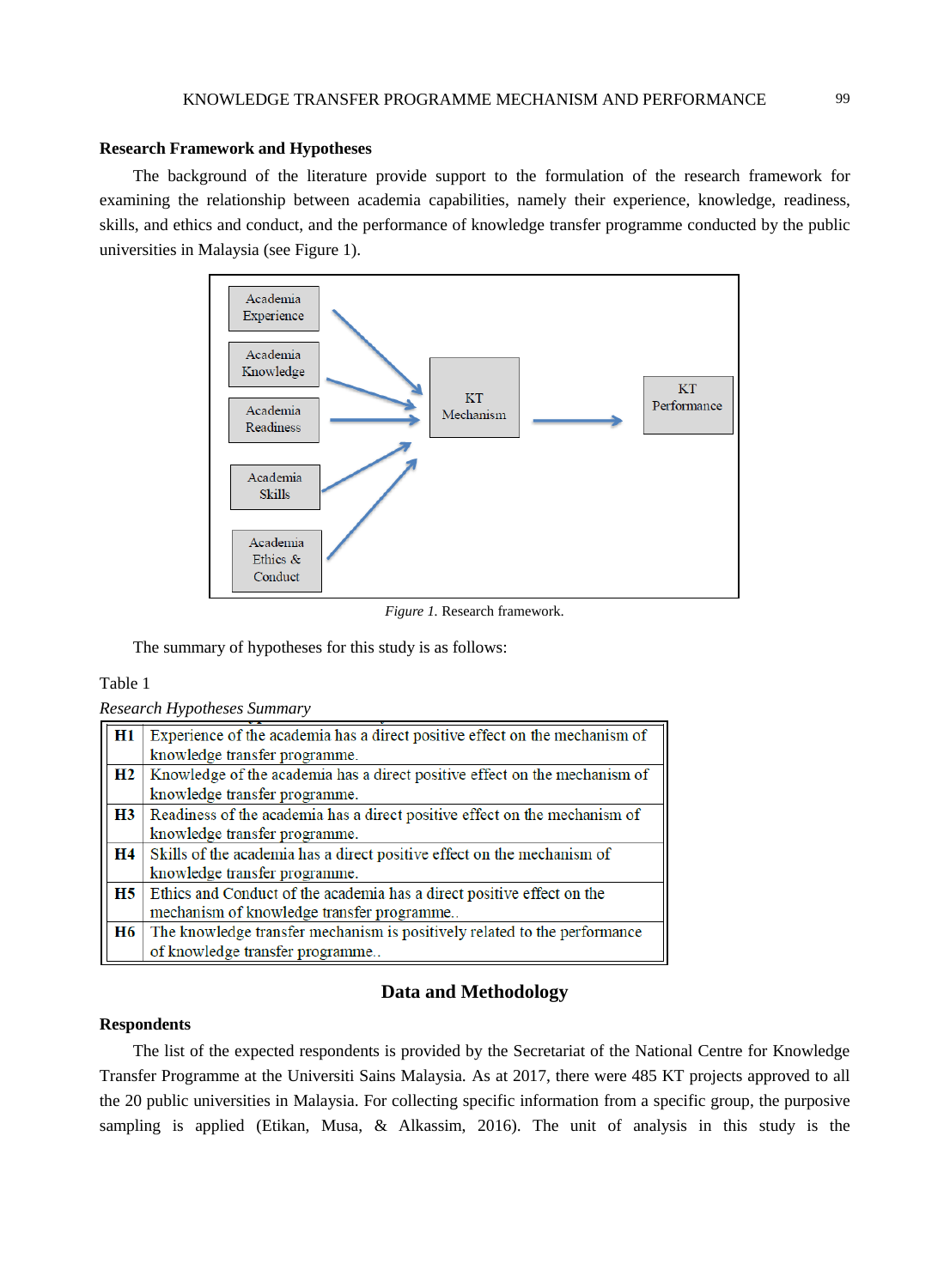## Research Framework and Hypotheses

The background of the literature provide support to the formulation of the research framework for examining the relationship between academia capabilities, namely their experience, knowledge, readiness, skills, and ethics and conduct, and the performance of knowledge transfer programme conducted by the public universities in Malaysia (see Figure 1).

*Figure 1.* Research framework.

The summary of hypotheses for this study is as follows:

Table 1

*Research Hypotheses Summary*

| | |
|---|---|
| **H1** | Experience of the academia has a direct positive effect on the mechanism of knowledge transfer programme. |
| **H2** | Knowledge of the academia has a direct positive effect on the mechanism of knowledge transfer programme. |
| **H3** | Readiness of the academia has a direct positive effect on the mechanism of knowledge transfer programme. |
| **H4** | Skills of the academia has a direct positive effect on the mechanism of knowledge transfer programme. |
| **H5** | Ethics and Conduct of the academia has a direct positive effect on the mechanism of knowledge transfer programme.. |
| **H6** | The knowledge transfer mechanism is positively related to the performance of knowledge transfer programme.. |

# Data and Methodology

## Respondents

The list of the expected respondents is provided by the Secretariat of the National Centre for Knowledge Transfer Programme at the Universiti Sains Malaysia. As at 2017, there were 485 KT projects approved to all the 20 public universities in Malaysia. For collecting specific information from a specific group, the purposive sampling is applied (Etikan, Musa, & Alkassim, 2016). The unit of analysis in this study is the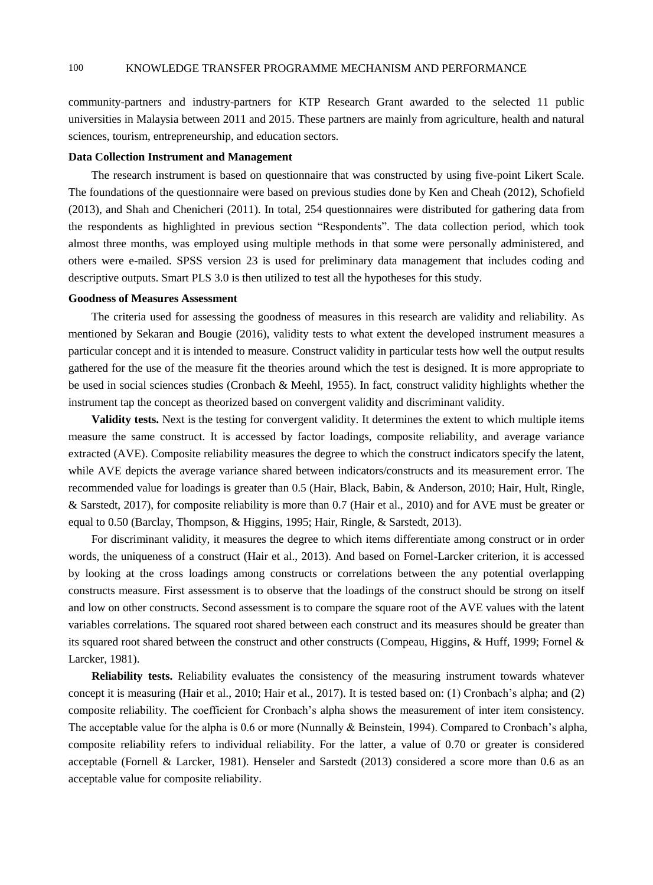community-partners and industry-partners for KTP Research Grant awarded to the selected 11 public universities in Malaysia between 2011 and 2015. These partners are mainly from agriculture, health and natural sciences, tourism, entrepreneurship, and education sectors.

**Data Collection Instrument and Management**

The research instrument is based on questionnaire that was constructed by using five-point Likert Scale. The foundations of the questionnaire were based on previous studies done by Ken and Cheah (2012), Schofield (2013), and Shah and Chenicheri (2011). In total, 254 questionnaires were distributed for gathering data from the respondents as highlighted in previous section "Respondents". The data collection period, which took almost three months, was employed using multiple methods in that some were personally administered, and others were e-mailed. SPSS version 23 is used for preliminary data management that includes coding and descriptive outputs. Smart PLS 3.0 is then utilized to test all the hypotheses for this study.

**Goodness of Measures Assessment**

The criteria used for assessing the goodness of measures in this research are validity and reliability. As mentioned by Sekaran and Bougie (2016), validity tests to what extent the developed instrument measures a particular concept and it is intended to measure. Construct validity in particular tests how well the output results gathered for the use of the measure fit the theories around which the test is designed. It is more appropriate to be used in social sciences studies (Cronbach & Meehl, 1955). In fact, construct validity highlights whether the instrument tap the concept as theorized based on convergent validity and discriminant validity.

**Validity tests.** Next is the testing for convergent validity. It determines the extent to which multiple items measure the same construct. It is accessed by factor loadings, composite reliability, and average variance extracted (AVE). Composite reliability measures the degree to which the construct indicators specify the latent, while AVE depicts the average variance shared between indicators/constructs and its measurement error. The recommended value for loadings is greater than 0.5 (Hair, Black, Babin, & Anderson, 2010; Hair, Hult, Ringle, & Sarstedt, 2017), for composite reliability is more than 0.7 (Hair et al., 2010) and for AVE must be greater or equal to 0.50 (Barclay, Thompson, & Higgins, 1995; Hair, Ringle, & Sarstedt, 2013).

For discriminant validity, it measures the degree to which items differentiate among construct or in order words, the uniqueness of a construct (Hair et al., 2013). And based on Fornel-Larcker criterion, it is accessed by looking at the cross loadings among constructs or correlations between the any potential overlapping constructs measure. First assessment is to observe that the loadings of the construct should be strong on itself and low on other constructs. Second assessment is to compare the square root of the AVE values with the latent variables correlations. The squared root shared between each construct and its measures should be greater than its squared root shared between the construct and other constructs (Compeau, Higgins, & Huff, 1999; Fornel & Larcker, 1981).

**Reliability tests.** Reliability evaluates the consistency of the measuring instrument towards whatever concept it is measuring (Hair et al., 2010; Hair et al., 2017). It is tested based on: (1) Cronbach's alpha; and (2) composite reliability. The coefficient for Cronbach's alpha shows the measurement of inter item consistency. The acceptable value for the alpha is 0.6 or more (Nunnally & Beinstein, 1994). Compared to Cronbach's alpha, composite reliability refers to individual reliability. For the latter, a value of 0.70 or greater is considered acceptable (Fornell & Larcker, 1981). Henseler and Sarstedt (2013) considered a score more than 0.6 as an acceptable value for composite reliability.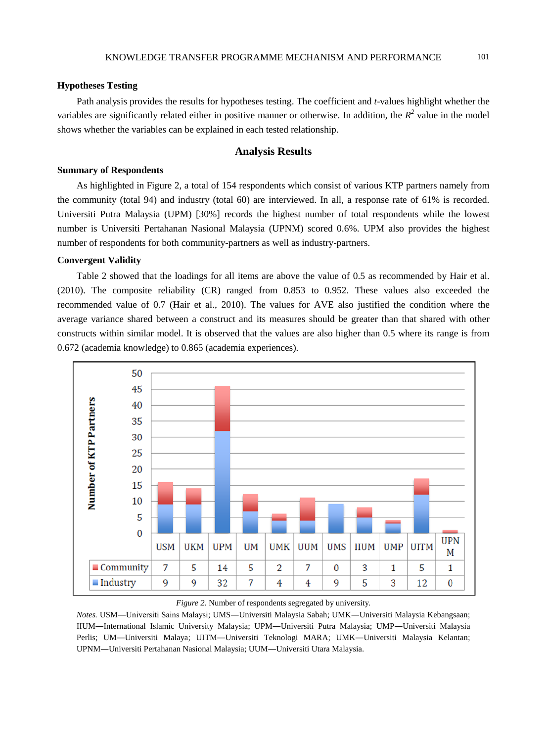### Hypotheses Testing

Path analysis provides the results for hypotheses testing. The coefficient and *t*-values highlight whether the variables are significantly related either in positive manner or otherwise. In addition, the $R^2$ value in the model shows whether the variables can be explained in each tested relationship.

## Analysis Results

### Summary of Respondents

As highlighted in Figure 2, a total of 154 respondents which consist of various KTP partners namely from the community (total 94) and industry (total 60) are interviewed. In all, a response rate of 61% is recorded. Universiti Putra Malaysia (UPM) [30%] records the highest number of total respondents while the lowest number is Universiti Pertahanan Nasional Malaysia (UPNM) scored 0.6%. UPM also provides the highest number of respondents for both community-partners as well as industry-partners.

### Convergent Validity

Table 2 showed that the loadings for all items are above the value of 0.5 as recommended by Hair et al. (2010). The composite reliability (CR) ranged from 0.853 to 0.952. These values also exceeded the recommended value of 0.7 (Hair et al., 2010). The values for AVE also justified the condition where the average variance shared between a construct and its measures should be greater than that shared with other constructs within similar model. It is observed that the values are also higher than 0.5 where its range is from 0.672 (academia knowledge) to 0.865 (academia experiences).

| | USM | UKM | UPM | UM | UMK | UUM | UMS | IIUM | UMP | UITM | UPNM |
|---|---|---|---|---|---|---|---|---|---|---|---|
| Community | 7 | 5 | 14 | 5 | 2 | 7 | 0 | 3 | 1 | 5 | 1 |
| Industry | 9 | 9 | 32 | 7 | 4 | 4 | 9 | 5 | 3 | 12 | 0 |

*Figure 2.* Number of respondents segregated by university.

*Notes.* USM—Universiti Sains Malaysi; UMS—Universiti Malaysia Sabah; UMK—Universiti Malaysia Kebangsaan; IIUM—International Islamic University Malaysia; UPM—Universiti Putra Malaysia; UMP—Universiti Malaysia Perlis; UM—Universiti Malaya; UITM—Universiti Teknologi MARA; UMK—Universiti Malaysia Kelantan; UPNM—Universiti Pertahanan Nasional Malaysia; UUM—Universiti Utara Malaysia.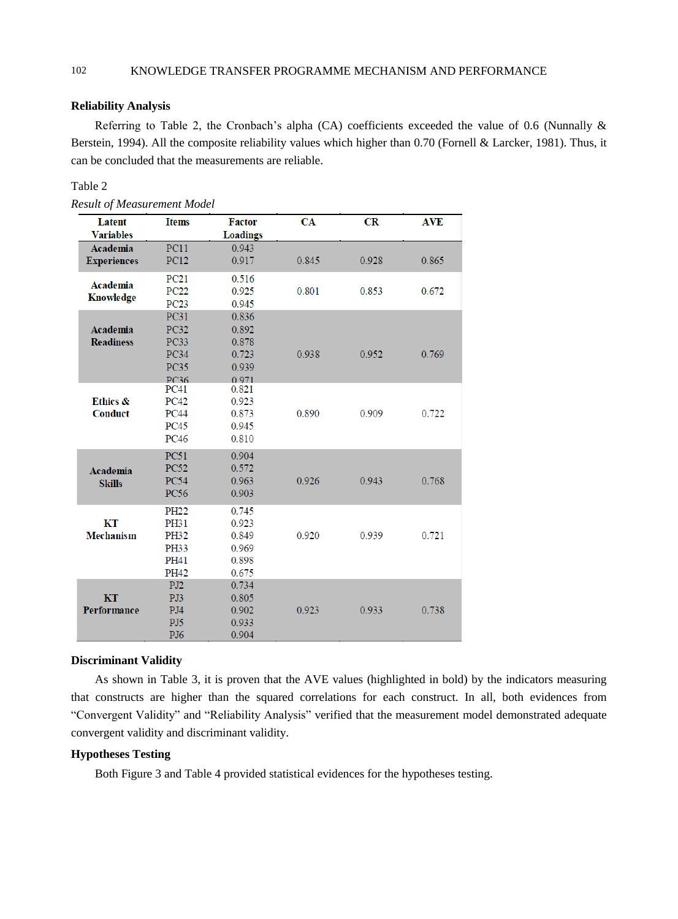### Reliability Analysis

Referring to Table 2, the Cronbach's alpha (CA) coefficients exceeded the value of 0.6 (Nunnally & Berstein, 1994). All the composite reliability values which higher than 0.70 (Fornell & Larcker, 1981). Thus, it can be concluded that the measurements are reliable.

Table 2

*Result of Measurement Model*

| Latent Variables | Items | Factor Loadings | CA | CR | AVE |
|---|---|---|---|---|---|
| **Academia Experiences** | PC11 | 0.943 | 0.845 | 0.928 | 0.865 |
| | PC12 | 0.917 | | | |
| **Academia Knowledge** | PC21 | 0.516 | 0.801 | 0.853 | 0.672 |
| | PC22 | 0.925 | | | |
| | PC23 | 0.945 | | | |
| **Academia Readiness** | PC31 | 0.836 | 0.938 | 0.952 | 0.769 |
| | PC32 | 0.892 | | | |
| | PC33 | 0.878 | | | |
| | PC34 | 0.723 | | | |
| | PC35 | 0.939 | | | |
| | PC36 | 0.971 | | | |
| **Ethics & Conduct** | PC41 | 0.821 | 0.890 | 0.909 | 0.722 |
| | PC42 | 0.923 | | | |
| | PC44 | 0.873 | | | |
| | PC45 | 0.945 | | | |
| | PC46 | 0.810 | | | |
| **Academia Skills** | PC51 | 0.904 | 0.926 | 0.943 | 0.768 |
| | PC52 | 0.572 | | | |
| | PC54 | 0.963 | | | |
| | PC56 | 0.903 | | | |
| **KT Mechanism** | PH22 | 0.745 | 0.920 | 0.939 | 0.721 |
| | PH31 | 0.923 | | | |
| | PH32 | 0.849 | | | |
| | PH33 | 0.969 | | | |
| | PH41 | 0.898 | | | |
| | PH42 | 0.675 | | | |
| **KT Performance** | PJ2 | 0.734 | 0.923 | 0.933 | 0.738 |
| | PJ3 | 0.805 | | | |
| | PJ4 | 0.902 | | | |
| | PJ5 | 0.933 | | | |
| | PJ6 | 0.904 | | | |

### Discriminant Validity

As shown in Table 3, it is proven that the AVE values (highlighted in bold) by the indicators measuring that constructs are higher than the squared correlations for each construct. In all, both evidences from "Convergent Validity" and "Reliability Analysis" verified that the measurement model demonstrated adequate convergent validity and discriminant validity.

### Hypotheses Testing

Both Figure 3 and Table 4 provided statistical evidences for the hypotheses testing.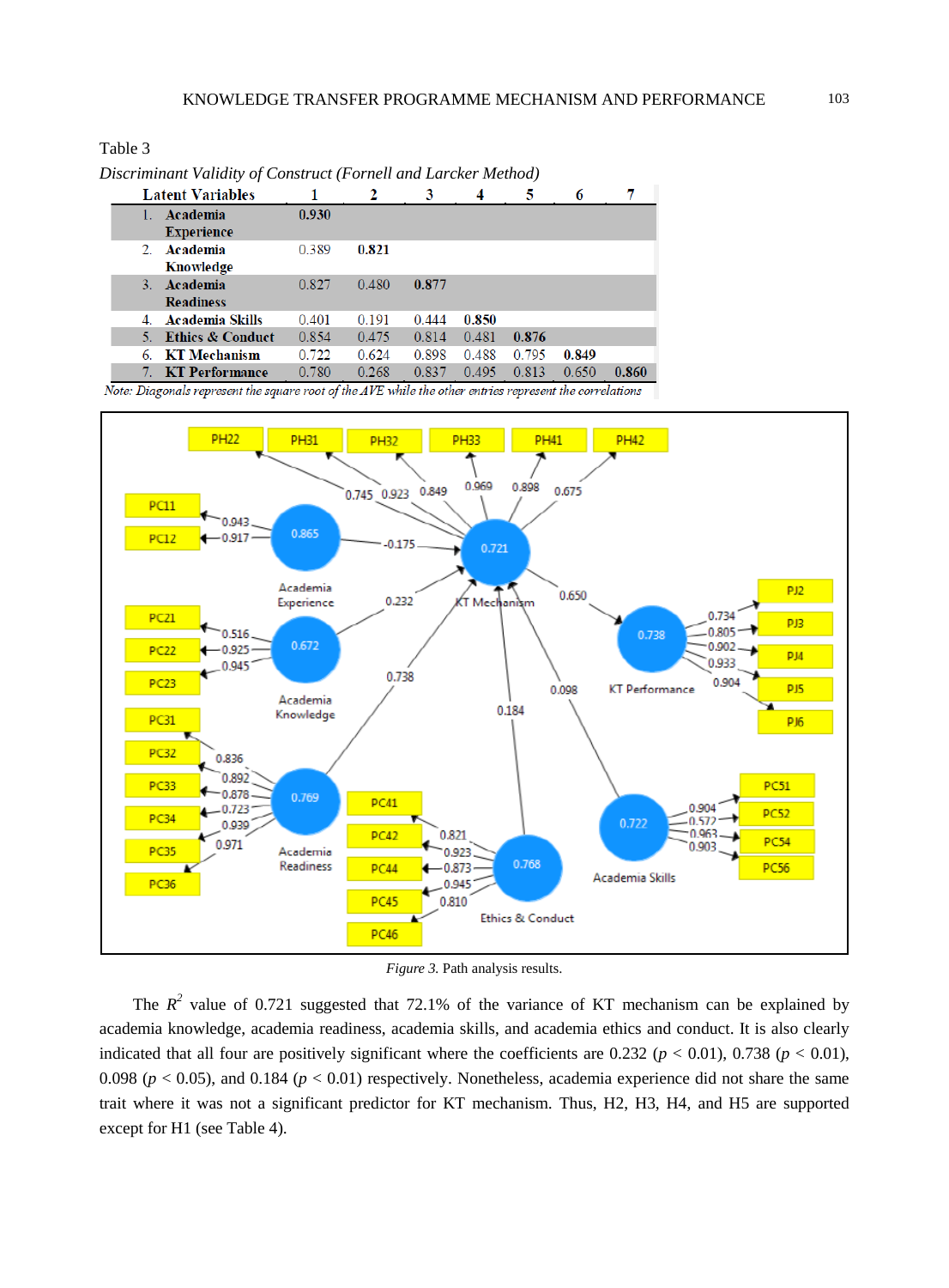Table 3

*Discriminant Validity of Construct (Fornell and Larcker Method)*

| Latent Variables | 1 | 2 | 3 | 4 | 5 | 6 | 7 |
|---|---|---|---|---|---|---|---|
| 1. Academia Experience | **0.930** | | | | | | |
| 2. Academia Knowledge | 0.389 | **0.821** | | | | | |
| 3. Academia Readiness | 0.827 | 0.480 | **0.877** | | | | |
| 4. Academia Skills | 0.401 | 0.191 | 0.444 | **0.850** | | | |
| 5. Ethics & Conduct | 0.854 | 0.475 | 0.814 | 0.481 | **0.876** | | |
| 6. KT Mechanism | 0.722 | 0.624 | 0.898 | 0.488 | 0.795 | **0.849** | |
| 7. KT Performance | 0.780 | 0.268 | 0.837 | 0.495 | 0.813 | 0.650 | **0.860** |

*Note:* Diagonals represent the square root of the AVE while the other entries represent the correlations

*Figure 3.* Path analysis results.

The $R^2$ value of 0.721 suggested that 72.1% of the variance of KT mechanism can be explained by academia knowledge, academia readiness, academia skills, and academia ethics and conduct. It is also clearly indicated that all four are positively significant where the coefficients are 0.232 ($p$ < 0.01), 0.738 ($p$ < 0.01), 0.098 ($p$ < 0.05), and 0.184 ($p$ < 0.01) respectively. Nonetheless, academia experience did not share the same trait where it was not a significant predictor for KT mechanism. Thus, H2, H3, H4, and H5 are supported except for H1 (see Table 4).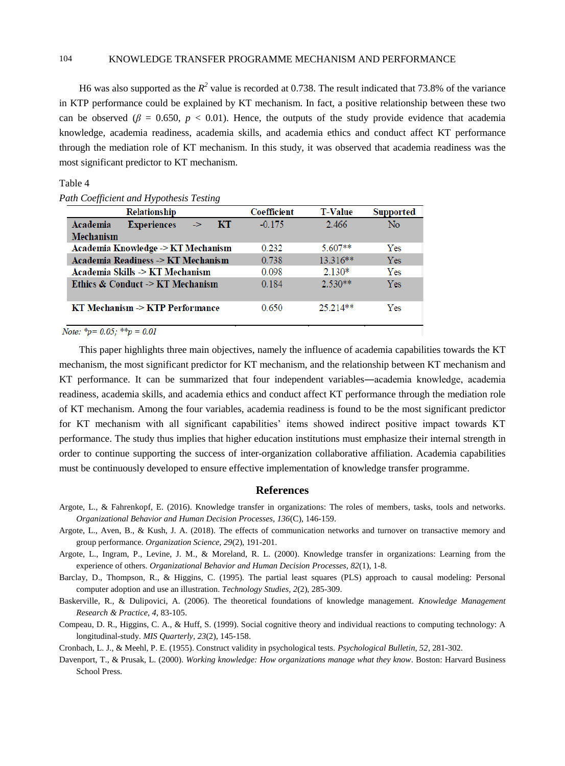H6 was also supported as the $R^2$ value is recorded at 0.738. The result indicated that 73.8% of the variance in KTP performance could be explained by KT mechanism. In fact, a positive relationship between these two can be observed ($\beta$ = 0.650, $p$ < 0.01). Hence, the outputs of the study provide evidence that academia knowledge, academia readiness, academia skills, and academia ethics and conduct affect KT performance through the mediation role of KT mechanism. In this study, it was observed that academia readiness was the most significant predictor to KT mechanism.

Table 4

*Path Coefficient and Hypothesis Testing*

| Relationship | Coefficient | T-Value | Supported |
|---|---|---|---|
| Academia Experiences -> KT Mechanism | -0.175 | 2.466 | No |
| Academia Knowledge -> KT Mechanism | 0.232 | 5.607** | Yes |
| Academia Readiness -> KT Mechanism | 0.738 | 13.316** | Yes |
| Academia Skills -> KT Mechanism | 0.098 | 2.130* | Yes |
| Ethics & Conduct -> KT Mechanism | 0.184 | 2.530** | Yes |
| KT Mechanism -> KTP Performance | 0.650 | 25.214** | Yes |

*Note:* *$p$= 0.05; **$p$ = 0.01

This paper highlights three main objectives, namely the influence of academia capabilities towards the KT mechanism, the most significant predictor for KT mechanism, and the relationship between KT mechanism and KT performance. It can be summarized that four independent variables—academia knowledge, academia readiness, academia skills, and academia ethics and conduct affect KT performance through the mediation role of KT mechanism. Among the four variables, academia readiness is found to be the most significant predictor for KT mechanism with all significant capabilities' items showed indirect positive impact towards KT performance. The study thus implies that higher education institutions must emphasize their internal strength in order to continue supporting the success of inter-organization collaborative affiliation. Academia capabilities must be continuously developed to ensure effective implementation of knowledge transfer programme.

## References

Argote, L., & Fahrenkopf, E. (2016). Knowledge transfer in organizations: The roles of members, tasks, tools and networks. *Organizational Behavior and Human Decision Processes, 136*(C), 146-159.

Argote, L., Aven, B., & Kush, J. A. (2018). The effects of communication networks and turnover on transactive memory and group performance. *Organization Science, 29*(2), 191-201.

Argote, L., Ingram, P., Levine, J. M., & Moreland, R. L. (2000). Knowledge transfer in organizations: Learning from the experience of others. *Organizational Behavior and Human Decision Processes, 82*(1), 1-8.

Barclay, D., Thompson, R., & Higgins, C. (1995). The partial least squares (PLS) approach to causal modeling: Personal computer adoption and use an illustration. *Technology Studies, 2*(2), 285-309.

Baskerville, R., & Dulipovici, A. (2006). The theoretical foundations of knowledge management. *Knowledge Management Research & Practice, 4*, 83-105.

Compeau, D. R., Higgins, C. A., & Huff, S. (1999). Social cognitive theory and individual reactions to computing technology: A longitudinal-study. *MIS Quarterly, 23*(2), 145-158.

Cronbach, L. J., & Meehl, P. E. (1955). Construct validity in psychological tests. *Psychological Bulletin, 52*, 281-302.

Davenport, T., & Prusak, L. (2000). *Working knowledge: How organizations manage what they know*. Boston: Harvard Business School Press.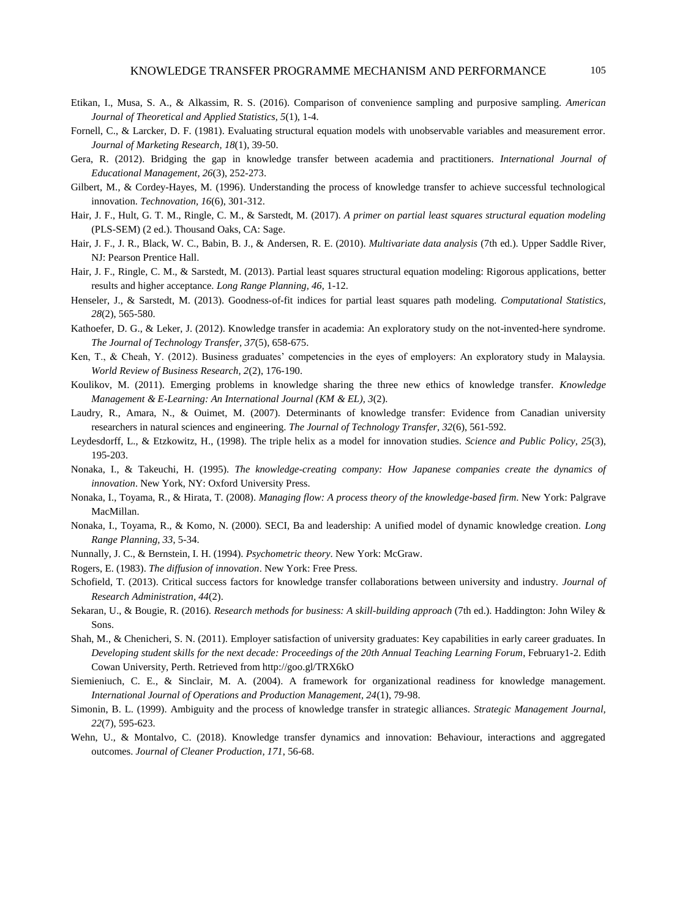Etikan, I., Musa, S. A., & Alkassim, R. S. (2016). Comparison of convenience sampling and purposive sampling. *American Journal of Theoretical and Applied Statistics, 5*(1), 1-4.

Fornell, C., & Larcker, D. F. (1981). Evaluating structural equation models with unobservable variables and measurement error. *Journal of Marketing Research, 18*(1), 39-50.

Gera, R. (2012). Bridging the gap in knowledge transfer between academia and practitioners. *International Journal of Educational Management, 26*(3), 252-273.

Gilbert, M., & Cordey-Hayes, M. (1996). Understanding the process of knowledge transfer to achieve successful technological innovation. *Technovation, 16*(6), 301-312.

Hair, J. F., Hult, G. T. M., Ringle, C. M., & Sarstedt, M. (2017). *A primer on partial least squares structural equation modeling* (PLS-SEM) (2 ed.). Thousand Oaks, CA: Sage.

Hair, J. F., J. R., Black, W. C., Babin, B. J., & Andersen, R. E. (2010). *Multivariate data analysis* (7th ed.). Upper Saddle River, NJ: Pearson Prentice Hall.

Hair, J. F., Ringle, C. M., & Sarstedt, M. (2013). Partial least squares structural equation modeling: Rigorous applications, better results and higher acceptance. *Long Range Planning, 46*, 1-12.

Henseler, J., & Sarstedt, M. (2013). Goodness-of-fit indices for partial least squares path modeling. *Computational Statistics, 28*(2), 565-580.

Kathoefer, D. G., & Leker, J. (2012). Knowledge transfer in academia: An exploratory study on the not-invented-here syndrome. *The Journal of Technology Transfer, 37*(5), 658-675.

Ken, T., & Cheah, Y. (2012). Business graduates' competencies in the eyes of employers: An exploratory study in Malaysia. *World Review of Business Research, 2*(2), 176-190.

Koulikov, M. (2011). Emerging problems in knowledge sharing the three new ethics of knowledge transfer. *Knowledge Management & E-Learning: An International Journal (KM & EL), 3*(2).

Laudry, R., Amara, N., & Ouimet, M. (2007). Determinants of knowledge transfer: Evidence from Canadian university researchers in natural sciences and engineering. *The Journal of Technology Transfer, 32*(6), 561-592.

Leydesdorff, L., & Etzkowitz, H., (1998). The triple helix as a model for innovation studies. *Science and Public Policy, 25*(3), 195-203.

Nonaka, I., & Takeuchi, H. (1995). *The knowledge-creating company: How Japanese companies create the dynamics of innovation*. New York, NY: Oxford University Press.

Nonaka, I., Toyama, R., & Hirata, T. (2008). *Managing flow: A process theory of the knowledge-based firm*. New York: Palgrave MacMillan.

Nonaka, I., Toyama, R., & Komo, N. (2000). SECI, Ba and leadership: A unified model of dynamic knowledge creation. *Long Range Planning, 33*, 5-34.

Nunnally, J. C., & Bernstein, I. H. (1994). *Psychometric theory*. New York: McGraw.

Rogers, E. (1983). *The diffusion of innovation*. New York: Free Press.

Schofield, T. (2013). Critical success factors for knowledge transfer collaborations between university and industry. *Journal of Research Administration, 44*(2).

Sekaran, U., & Bougie, R. (2016). *Research methods for business: A skill-building approach* (7th ed.). Haddington: John Wiley & Sons.

Shah, M., & Chenicheri, S. N. (2011). Employer satisfaction of university graduates: Key capabilities in early career graduates. In *Developing student skills for the next decade: Proceedings of the 20th Annual Teaching Learning Forum*, February1-2. Edith Cowan University, Perth. Retrieved from http://goo.gl/TRX6kO

Siemieniuch, C. E., & Sinclair, M. A. (2004). A framework for organizational readiness for knowledge management. *International Journal of Operations and Production Management, 24*(1), 79-98.

Simonin, B. L. (1999). Ambiguity and the process of knowledge transfer in strategic alliances. *Strategic Management Journal, 22*(7), 595-623.

Wehn, U., & Montalvo, C. (2018). Knowledge transfer dynamics and innovation: Behaviour, interactions and aggregated outcomes. *Journal of Cleaner Production, 171*, 56-68.